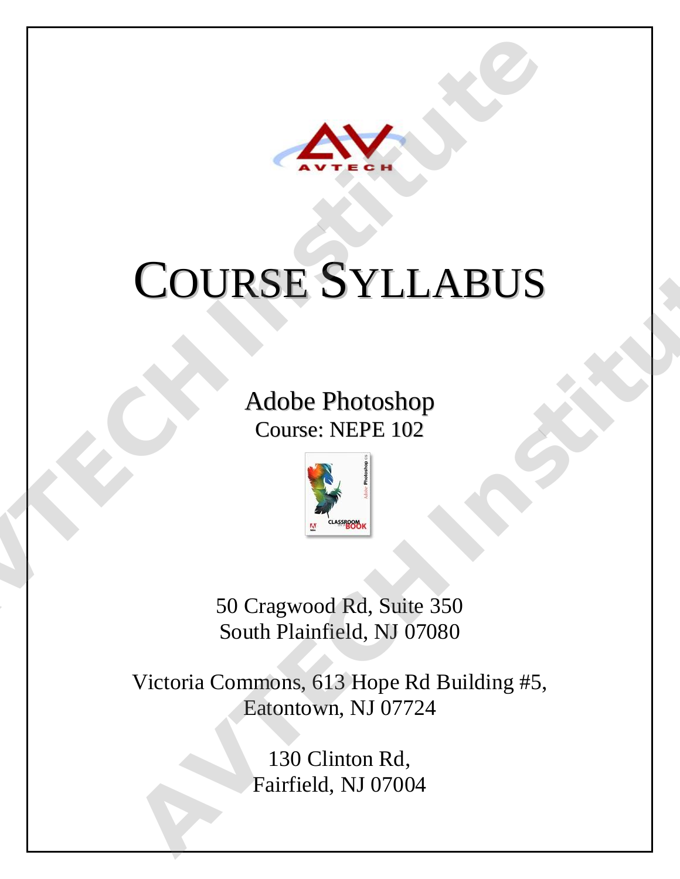# COURSE SYLLABUS

## Adobe Photoshop

Course: NEPE 102

50 Cragwood Rd, Suite 350
South Plainfield, NJ 07080

Victoria Commons, 613 Hope Rd Building #5,
Eatontown, NJ 07724

130 Clinton Rd,
Fairfield, NJ 07004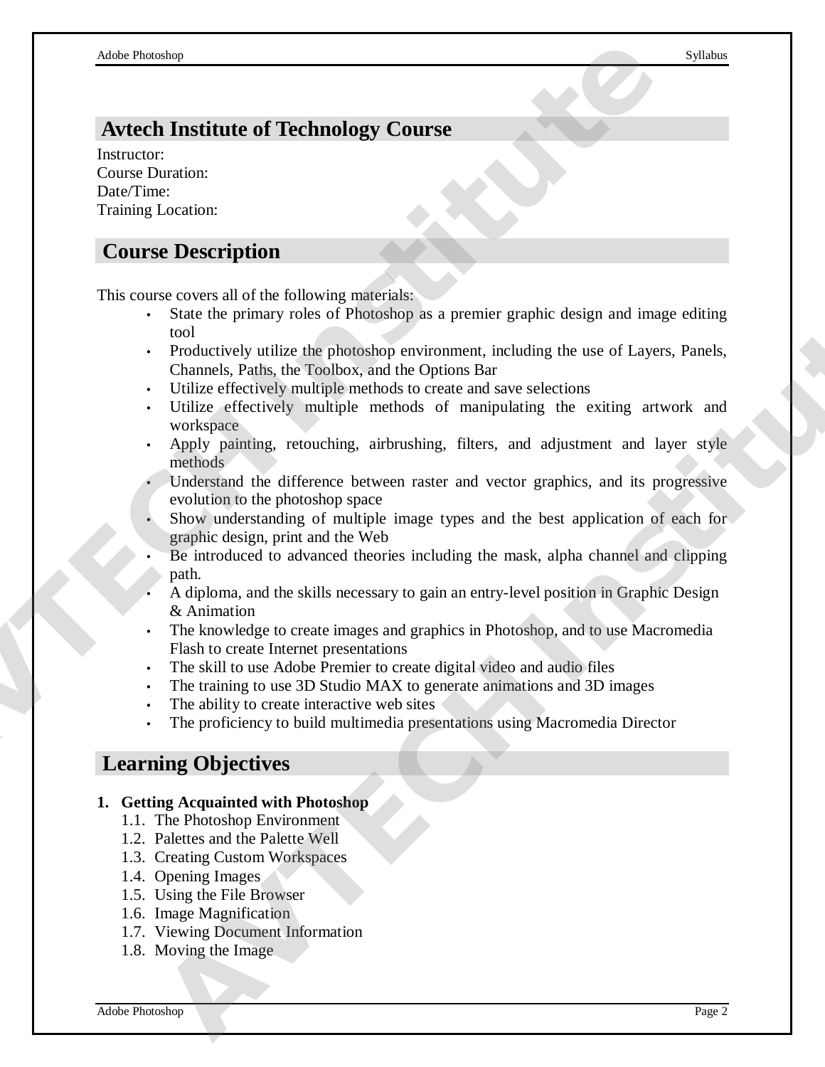## Avtech Institute of Technology Course

Instructor:
Course Duration:
Date/Time:
Training Location:

## Course Description

This course covers all of the following materials:

- State the primary roles of Photoshop as a premier graphic design and image editing tool
- Productively utilize the photoshop environment, including the use of Layers, Panels, Channels, Paths, the Toolbox, and the Options Bar
- Utilize effectively multiple methods to create and save selections
- Utilize effectively multiple methods of manipulating the exiting artwork and workspace
- Apply painting, retouching, airbrushing, filters, and adjustment and layer style methods
- Understand the difference between raster and vector graphics, and its progressive evolution to the photoshop space
- Show understanding of multiple image types and the best application of each for graphic design, print and the Web
- Be introduced to advanced theories including the mask, alpha channel and clipping path.
- A diploma, and the skills necessary to gain an entry-level position in Graphic Design & Animation
- The knowledge to create images and graphics in Photoshop, and to use Macromedia Flash to create Internet presentations
- The skill to use Adobe Premier to create digital video and audio files
- The training to use 3D Studio MAX to generate animations and 3D images
- The ability to create interactive web sites
- The proficiency to build multimedia presentations using Macromedia Director

## Learning Objectives

1. **Getting Acquainted with Photoshop**
   - 1.1. The Photoshop Environment
   - 1.2. Palettes and the Palette Well
   - 1.3. Creating Custom Workspaces
   - 1.4. Opening Images
   - 1.5. Using the File Browser
   - 1.6. Image Magnification
   - 1.7. Viewing Document Information
   - 1.8. Moving the Image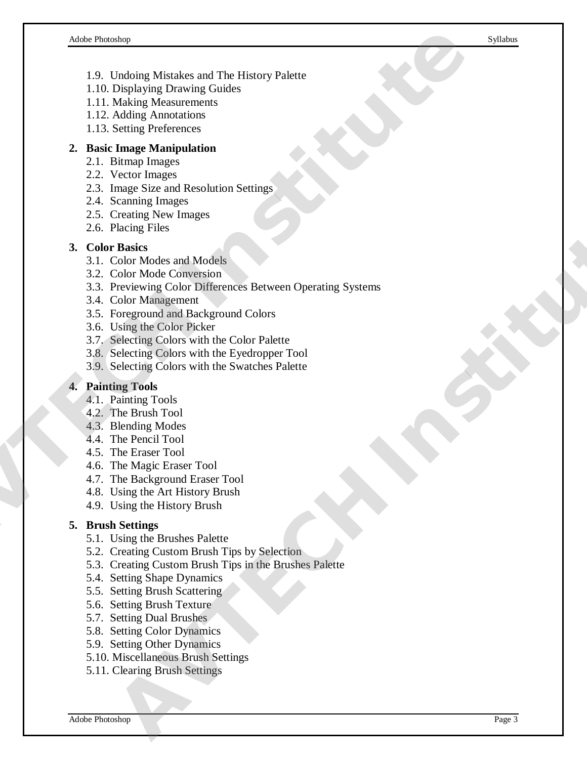- 1.9. Undoing Mistakes and The History Palette
- 1.10. Displaying Drawing Guides
- 1.11. Making Measurements
- 1.12. Adding Annotations
- 1.13. Setting Preferences

2. **Basic Image Manipulation**
   - 2.1. Bitmap Images
   - 2.2. Vector Images
   - 2.3. Image Size and Resolution Settings
   - 2.4. Scanning Images
   - 2.5. Creating New Images
   - 2.6. Placing Files

3. **Color Basics**
   - 3.1. Color Modes and Models
   - 3.2. Color Mode Conversion
   - 3.3. Previewing Color Differences Between Operating Systems
   - 3.4. Color Management
   - 3.5. Foreground and Background Colors
   - 3.6. Using the Color Picker
   - 3.7. Selecting Colors with the Color Palette
   - 3.8. Selecting Colors with the Eyedropper Tool
   - 3.9. Selecting Colors with the Swatches Palette

4. **Painting Tools**
   - 4.1. Painting Tools
   - 4.2. The Brush Tool
   - 4.3. Blending Modes
   - 4.4. The Pencil Tool
   - 4.5. The Eraser Tool
   - 4.6. The Magic Eraser Tool
   - 4.7. The Background Eraser Tool
   - 4.8. Using the Art History Brush
   - 4.9. Using the History Brush

5. **Brush Settings**
   - 5.1. Using the Brushes Palette
   - 5.2. Creating Custom Brush Tips by Selection
   - 5.3. Creating Custom Brush Tips in the Brushes Palette
   - 5.4. Setting Shape Dynamics
   - 5.5. Setting Brush Scattering
   - 5.6. Setting Brush Texture
   - 5.7. Setting Dual Brushes
   - 5.8. Setting Color Dynamics
   - 5.9. Setting Other Dynamics
   - 5.10. Miscellaneous Brush Settings
   - 5.11. Clearing Brush Settings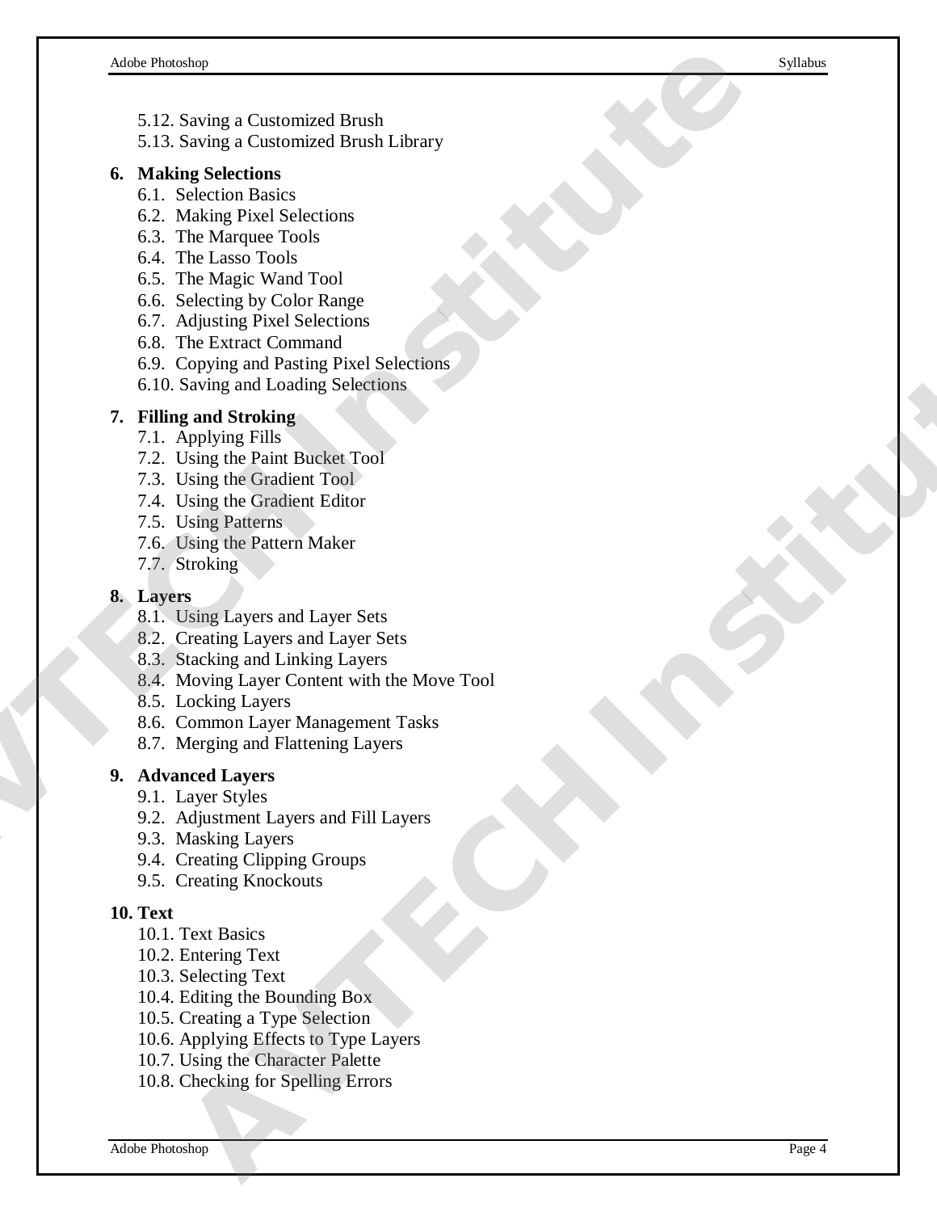- 5.12. Saving a Customized Brush
- 5.13. Saving a Customized Brush Library

**6. Making Selections**

- 6.1. Selection Basics
- 6.2. Making Pixel Selections
- 6.3. The Marquee Tools
- 6.4. The Lasso Tools
- 6.5. The Magic Wand Tool
- 6.6. Selecting by Color Range
- 6.7. Adjusting Pixel Selections
- 6.8. The Extract Command
- 6.9. Copying and Pasting Pixel Selections
- 6.10. Saving and Loading Selections

**7. Filling and Stroking**

- 7.1. Applying Fills
- 7.2. Using the Paint Bucket Tool
- 7.3. Using the Gradient Tool
- 7.4. Using the Gradient Editor
- 7.5. Using Patterns
- 7.6. Using the Pattern Maker
- 7.7. Stroking

**8. Layers**

- 8.1. Using Layers and Layer Sets
- 8.2. Creating Layers and Layer Sets
- 8.3. Stacking and Linking Layers
- 8.4. Moving Layer Content with the Move Tool
- 8.5. Locking Layers
- 8.6. Common Layer Management Tasks
- 8.7. Merging and Flattening Layers

**9. Advanced Layers**

- 9.1. Layer Styles
- 9.2. Adjustment Layers and Fill Layers
- 9.3. Masking Layers
- 9.4. Creating Clipping Groups
- 9.5. Creating Knockouts

**10. Text**

- 10.1. Text Basics
- 10.2. Entering Text
- 10.3. Selecting Text
- 10.4. Editing the Bounding Box
- 10.5. Creating a Type Selection
- 10.6. Applying Effects to Type Layers
- 10.7. Using the Character Palette
- 10.8. Checking for Spelling Errors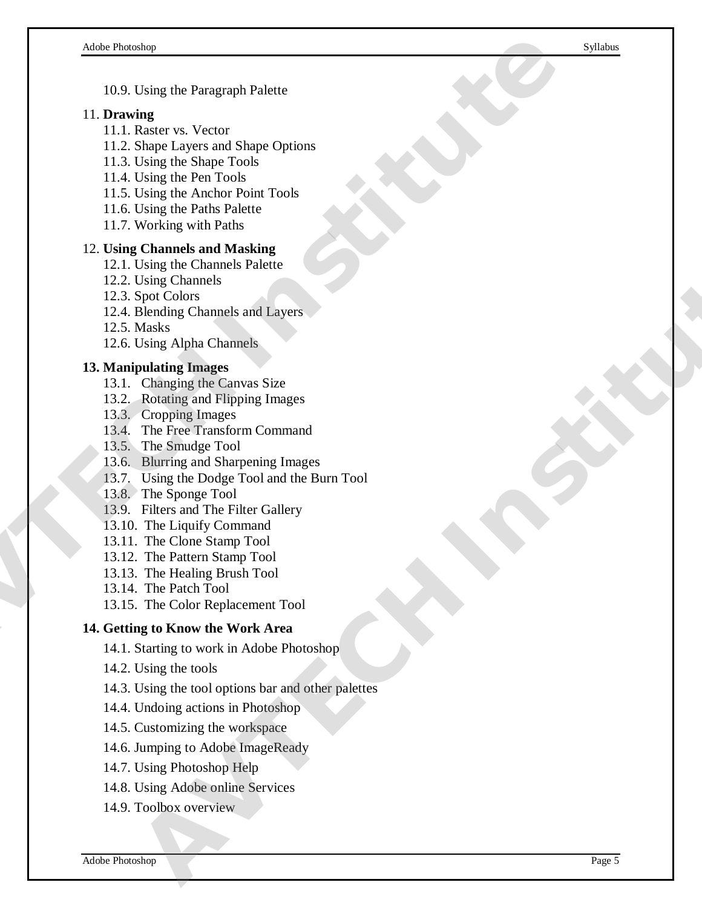10.9. Using the Paragraph Palette

11. **Drawing**
    - 11.1. Raster vs. Vector
    - 11.2. Shape Layers and Shape Options
    - 11.3. Using the Shape Tools
    - 11.4. Using the Pen Tools
    - 11.5. Using the Anchor Point Tools
    - 11.6. Using the Paths Palette
    - 11.7. Working with Paths

12. **Using Channels and Masking**
    - 12.1. Using the Channels Palette
    - 12.2. Using Channels
    - 12.3. Spot Colors
    - 12.4. Blending Channels and Layers
    - 12.5. Masks
    - 12.6. Using Alpha Channels

13. **Manipulating Images**
    - 13.1. Changing the Canvas Size
    - 13.2. Rotating and Flipping Images
    - 13.3. Cropping Images
    - 13.4. The Free Transform Command
    - 13.5. The Smudge Tool
    - 13.6. Blurring and Sharpening Images
    - 13.7. Using the Dodge Tool and the Burn Tool
    - 13.8. The Sponge Tool
    - 13.9. Filters and The Filter Gallery
    - 13.10. The Liquify Command
    - 13.11. The Clone Stamp Tool
    - 13.12. The Pattern Stamp Tool
    - 13.13. The Healing Brush Tool
    - 13.14. The Patch Tool
    - 13.15. The Color Replacement Tool

14. **Getting to Know the Work Area**
    - 14.1. Starting to work in Adobe Photoshop
    - 14.2. Using the tools
    - 14.3. Using the tool options bar and other palettes
    - 14.4. Undoing actions in Photoshop
    - 14.5. Customizing the workspace
    - 14.6. Jumping to Adobe ImageReady
    - 14.7. Using Photoshop Help
    - 14.8. Using Adobe online Services
    - 14.9. Toolbox overview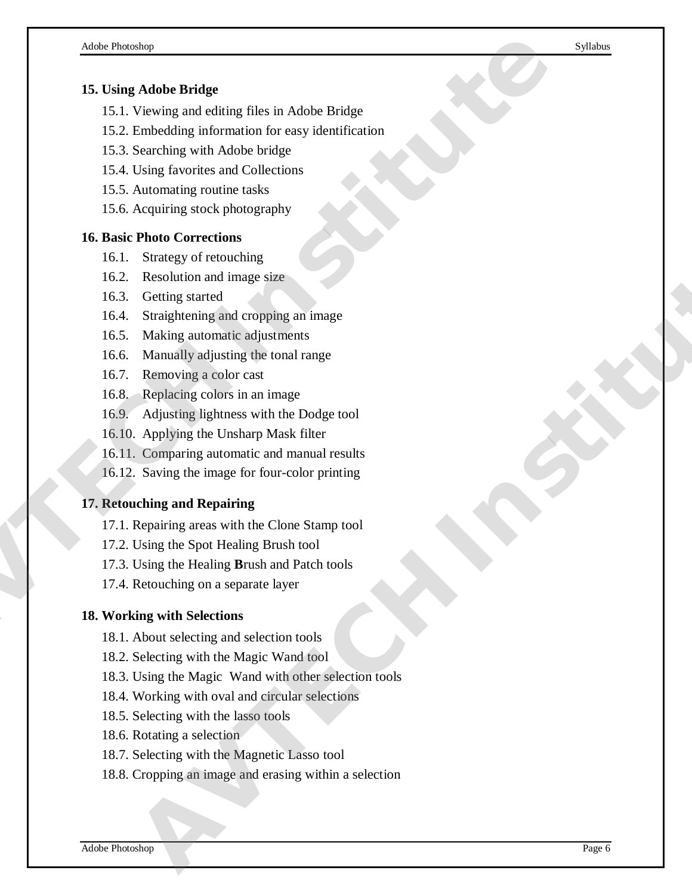**15. Using Adobe Bridge**

15.1. Viewing and editing files in Adobe Bridge
15.2. Embedding information for easy identification
15.3. Searching with Adobe bridge
15.4. Using favorites and Collections
15.5. Automating routine tasks
15.6. Acquiring stock photography

**16. Basic Photo Corrections**

16.1. Strategy of retouching
16.2. Resolution and image size
16.3. Getting started
16.4. Straightening and cropping an image
16.5. Making automatic adjustments
16.6. Manually adjusting the tonal range
16.7. Removing a color cast
16.8. Replacing colors in an image
16.9. Adjusting lightness with the Dodge tool
16.10. Applying the Unsharp Mask filter
16.11. Comparing automatic and manual results
16.12. Saving the image for four-color printing

**17. Retouching and Repairing**

17.1. Repairing areas with the Clone Stamp tool
17.2. Using the Spot Healing Brush tool
17.3. Using the Healing **B**rush and Patch tools
17.4. Retouching on a separate layer

**18. Working with Selections**

18.1. About selecting and selection tools
18.2. Selecting with the Magic Wand tool
18.3. Using the Magic Wand with other selection tools
18.4. Working with oval and circular selections
18.5. Selecting with the lasso tools
18.6. Rotating a selection
18.7. Selecting with the Magnetic Lasso tool
18.8. Cropping an image and erasing within a selection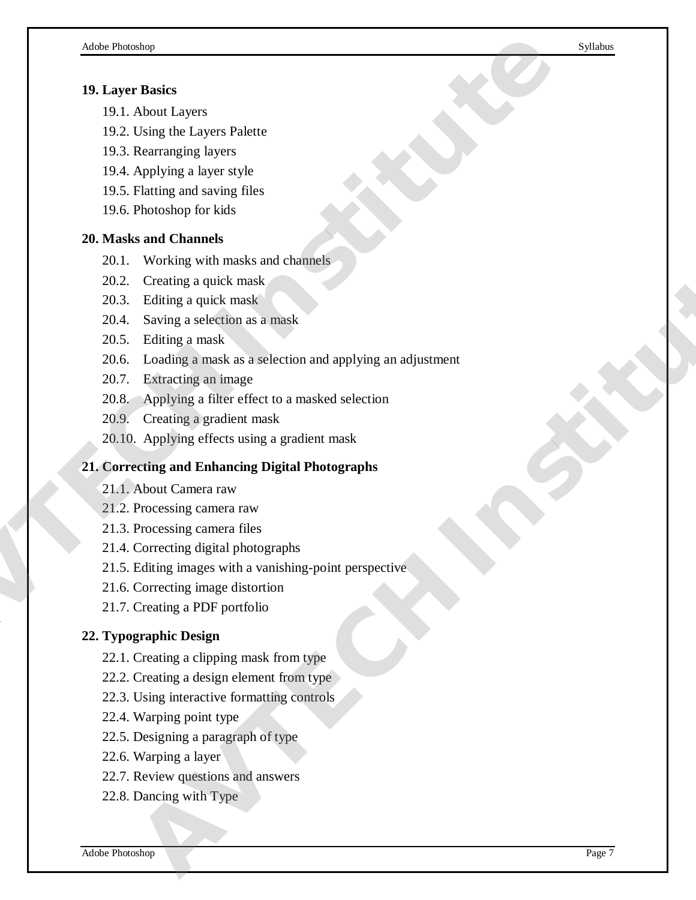## 19. Layer Basics

19.1. About Layers

19.2. Using the Layers Palette

19.3. Rearranging layers

19.4. Applying a layer style

19.5. Flatting and saving files

19.6. Photoshop for kids

## 20. Masks and Channels

20.1. Working with masks and channels

20.2. Creating a quick mask

20.3. Editing a quick mask

20.4. Saving a selection as a mask

20.5. Editing a mask

20.6. Loading a mask as a selection and applying an adjustment

20.7. Extracting an image

20.8. Applying a filter effect to a masked selection

20.9. Creating a gradient mask

20.10. Applying effects using a gradient mask

## 21. Correcting and Enhancing Digital Photographs

21.1. About Camera raw

21.2. Processing camera raw

21.3. Processing camera files

21.4. Correcting digital photographs

21.5. Editing images with a vanishing-point perspective

21.6. Correcting image distortion

21.7. Creating a PDF portfolio

## 22. Typographic Design

22.1. Creating a clipping mask from type

22.2. Creating a design element from type

22.3. Using interactive formatting controls

22.4. Warping point type

22.5. Designing a paragraph of type

22.6. Warping a layer

22.7. Review questions and answers

22.8. Dancing with Type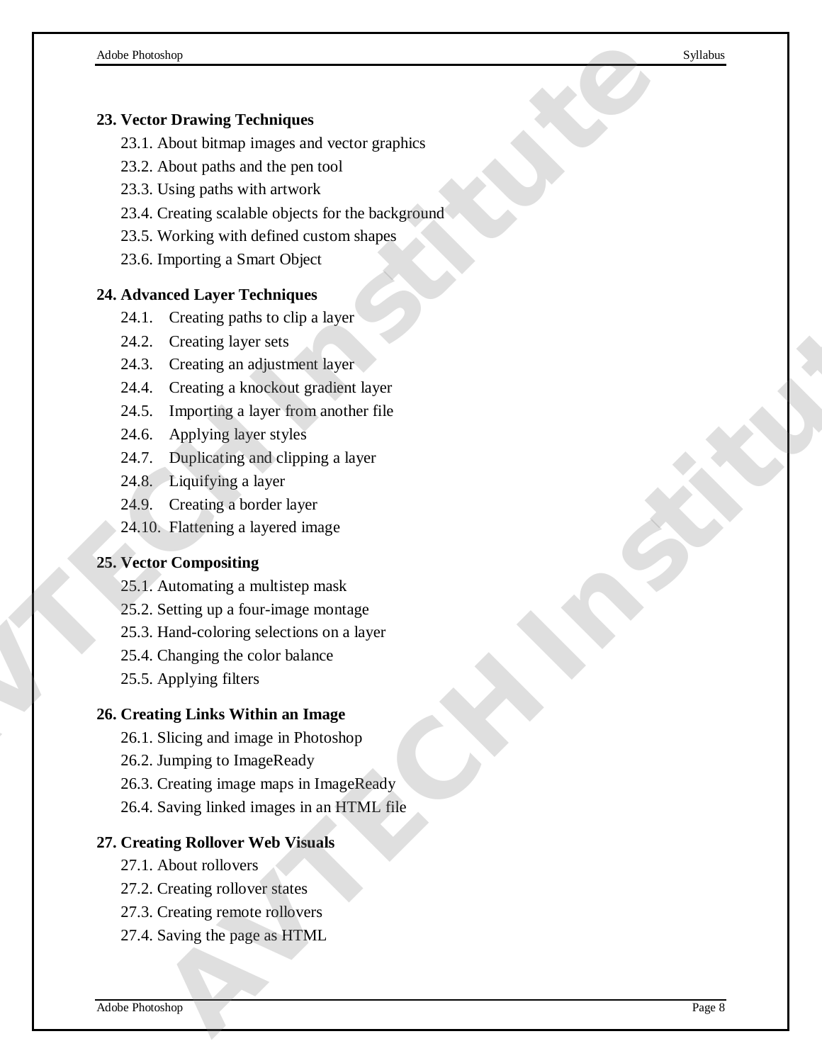## 23. Vector Drawing Techniques

- 23.1. About bitmap images and vector graphics
- 23.2. About paths and the pen tool
- 23.3. Using paths with artwork
- 23.4. Creating scalable objects for the background
- 23.5. Working with defined custom shapes
- 23.6. Importing a Smart Object

## 24. Advanced Layer Techniques

- 24.1. Creating paths to clip a layer
- 24.2. Creating layer sets
- 24.3. Creating an adjustment layer
- 24.4. Creating a knockout gradient layer
- 24.5. Importing a layer from another file
- 24.6. Applying layer styles
- 24.7. Duplicating and clipping a layer
- 24.8. Liquifying a layer
- 24.9. Creating a border layer
- 24.10. Flattening a layered image

## 25. Vector Compositing

- 25.1. Automating a multistep mask
- 25.2. Setting up a four-image montage
- 25.3. Hand-coloring selections on a layer
- 25.4. Changing the color balance
- 25.5. Applying filters

## 26. Creating Links Within an Image

- 26.1. Slicing and image in Photoshop
- 26.2. Jumping to ImageReady
- 26.3. Creating image maps in ImageReady
- 26.4. Saving linked images in an HTML file

## 27. Creating Rollover Web Visuals

- 27.1. About rollovers
- 27.2. Creating rollover states
- 27.3. Creating remote rollovers
- 27.4. Saving the page as HTML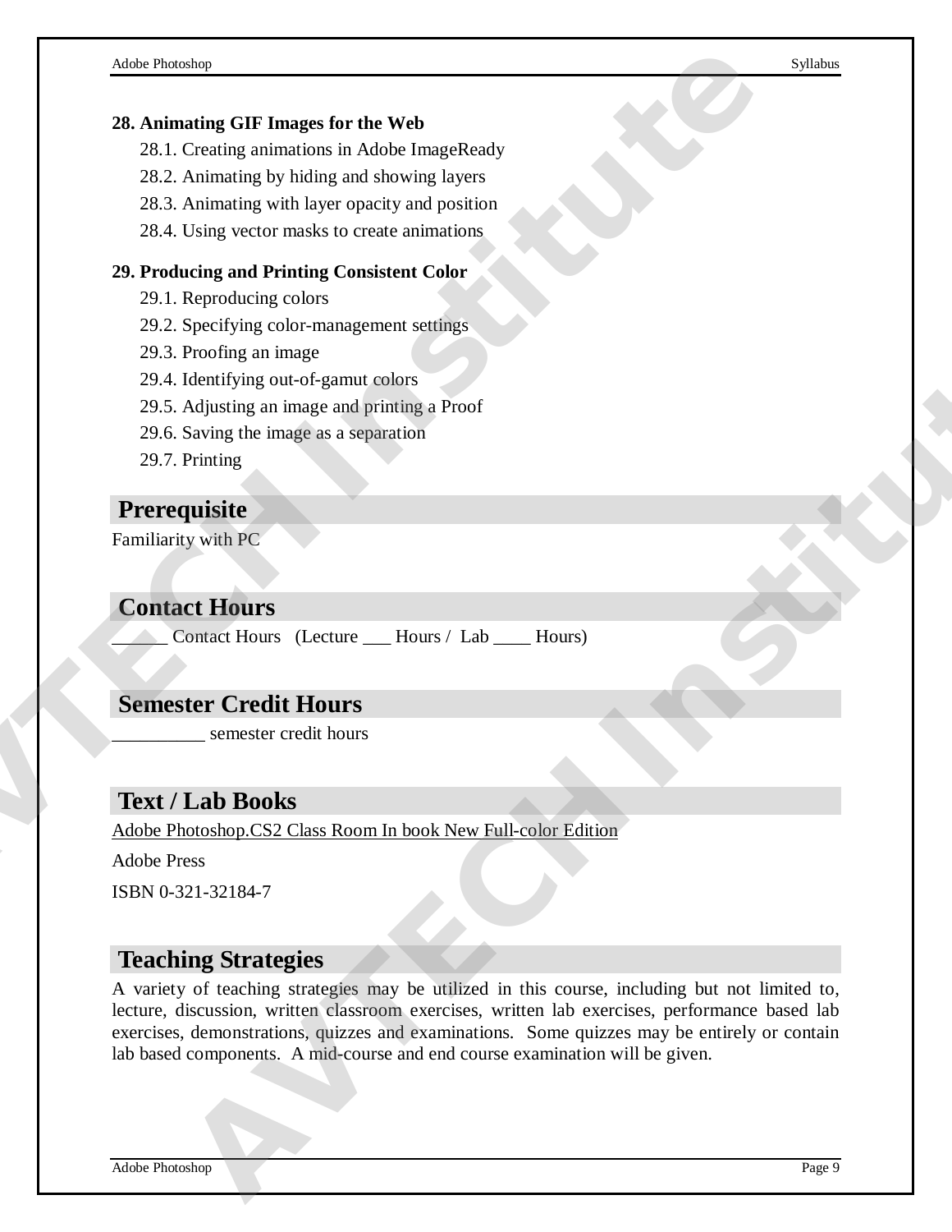**28. Animating GIF Images for the Web**

28.1. Creating animations in Adobe ImageReady

28.2. Animating by hiding and showing layers

28.3. Animating with layer opacity and position

28.4. Using vector masks to create animations

**29. Producing and Printing Consistent Color**

29.1. Reproducing colors

29.2. Specifying color-management settings

29.3. Proofing an image

29.4. Identifying out-of-gamut colors

29.5. Adjusting an image and printing a Proof

29.6. Saving the image as a separation

29.7. Printing

## Prerequisite

Familiarity with PC

## Contact Hours

______ Contact Hours (Lecture ___ Hours / Lab ____ Hours)

## Semester Credit Hours

__________ semester credit hours

## Text / Lab Books

Adobe Photoshop.CS2 Class Room In book New Full-color Edition

Adobe Press

ISBN 0-321-32184-7

## Teaching Strategies

A variety of teaching strategies may be utilized in this course, including but not limited to, lecture, discussion, written classroom exercises, written lab exercises, performance based lab exercises, demonstrations, quizzes and examinations. Some quizzes may be entirely or contain lab based components. A mid-course and end course examination will be given.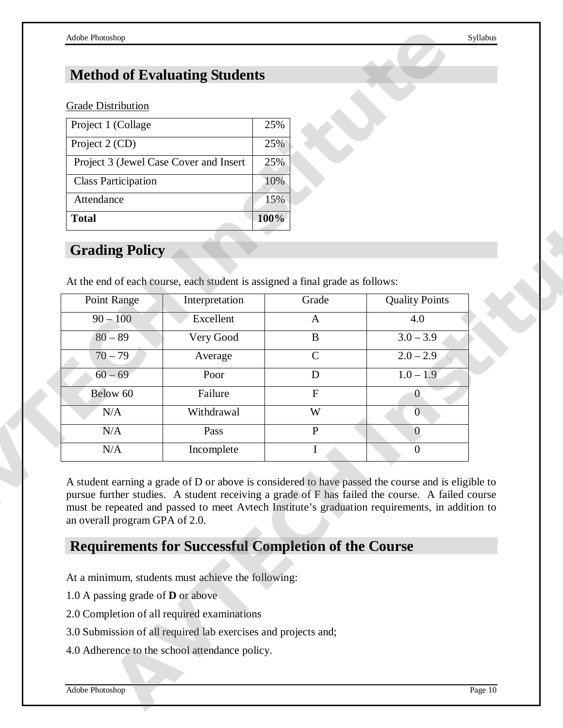## Method of Evaluating Students

Grade Distribution

| Project 1 (Collage | 25% |
|---|---|
| Project 2 (CD) | 25% |
| Project 3 (Jewel Case Cover and Insert | 25% |
| Class Participation | 10% |
| Attendance | 15% |
| **Total** | **100%** |

## Grading Policy

At the end of each course, each student is assigned a final grade as follows:

| Point Range | Interpretation | Grade | Quality Points |
|---|---|---|---|
| 90 – 100 | Excellent | A | 4.0 |
| 80 – 89 | Very Good | B | 3.0 – 3.9 |
| 70 – 79 | Average | C | 2.0 – 2.9 |
| 60 – 69 | Poor | D | 1.0 – 1.9 |
| Below 60 | Failure | F | 0 |
| N/A | Withdrawal | W | 0 |
| N/A | Pass | P | 0 |
| N/A | Incomplete | I | 0 |

A student earning a grade of D or above is considered to have passed the course and is eligible to pursue further studies. A student receiving a grade of F has failed the course. A failed course must be repeated and passed to meet Avtech Institute's graduation requirements, in addition to an overall program GPA of 2.0.

## Requirements for Successful Completion of the Course

At a minimum, students must achieve the following:

1.0 A passing grade of **D** or above

2.0 Completion of all required examinations

3.0 Submission of all required lab exercises and projects and;

4.0 Adherence to the school attendance policy.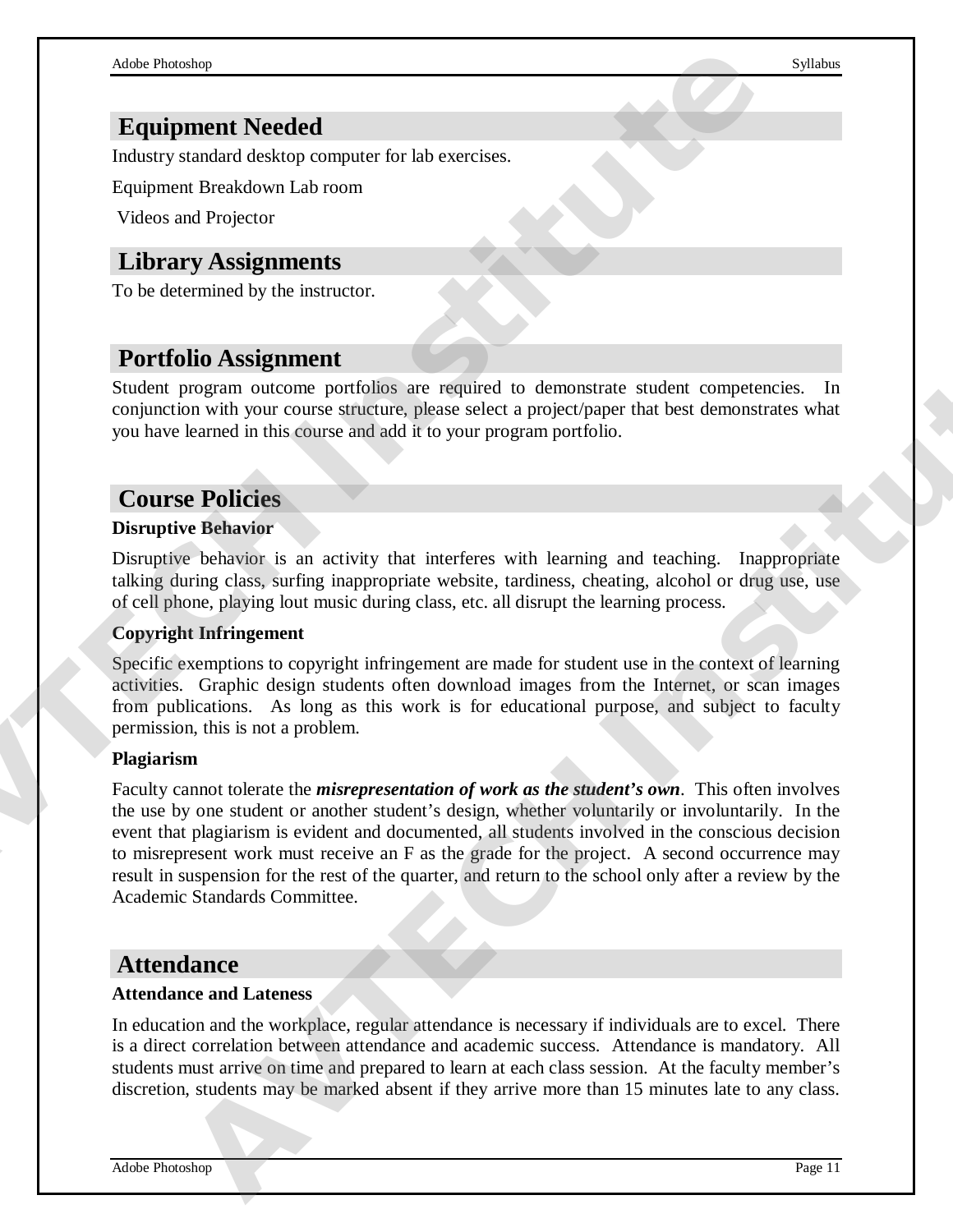## Equipment Needed

Industry standard desktop computer for lab exercises.

Equipment Breakdown Lab room

Videos and Projector

## Library Assignments

To be determined by the instructor.

## Portfolio Assignment

Student program outcome portfolios are required to demonstrate student competencies. In conjunction with your course structure, please select a project/paper that best demonstrates what you have learned in this course and add it to your program portfolio.

## Course Policies

### Disruptive Behavior

Disruptive behavior is an activity that interferes with learning and teaching. Inappropriate talking during class, surfing inappropriate website, tardiness, cheating, alcohol or drug use, use of cell phone, playing lout music during class, etc. all disrupt the learning process.

### Copyright Infringement

Specific exemptions to copyright infringement are made for student use in the context of learning activities. Graphic design students often download images from the Internet, or scan images from publications. As long as this work is for educational purpose, and subject to faculty permission, this is not a problem.

### Plagiarism

Faculty cannot tolerate the ***misrepresentation of work as the student's own***. This often involves the use by one student or another student's design, whether voluntarily or involuntarily. In the event that plagiarism is evident and documented, all students involved in the conscious decision to misrepresent work must receive an F as the grade for the project. A second occurrence may result in suspension for the rest of the quarter, and return to the school only after a review by the Academic Standards Committee.

## Attendance

### Attendance and Lateness

In education and the workplace, regular attendance is necessary if individuals are to excel. There is a direct correlation between attendance and academic success. Attendance is mandatory. All students must arrive on time and prepared to learn at each class session. At the faculty member's discretion, students may be marked absent if they arrive more than 15 minutes late to any class.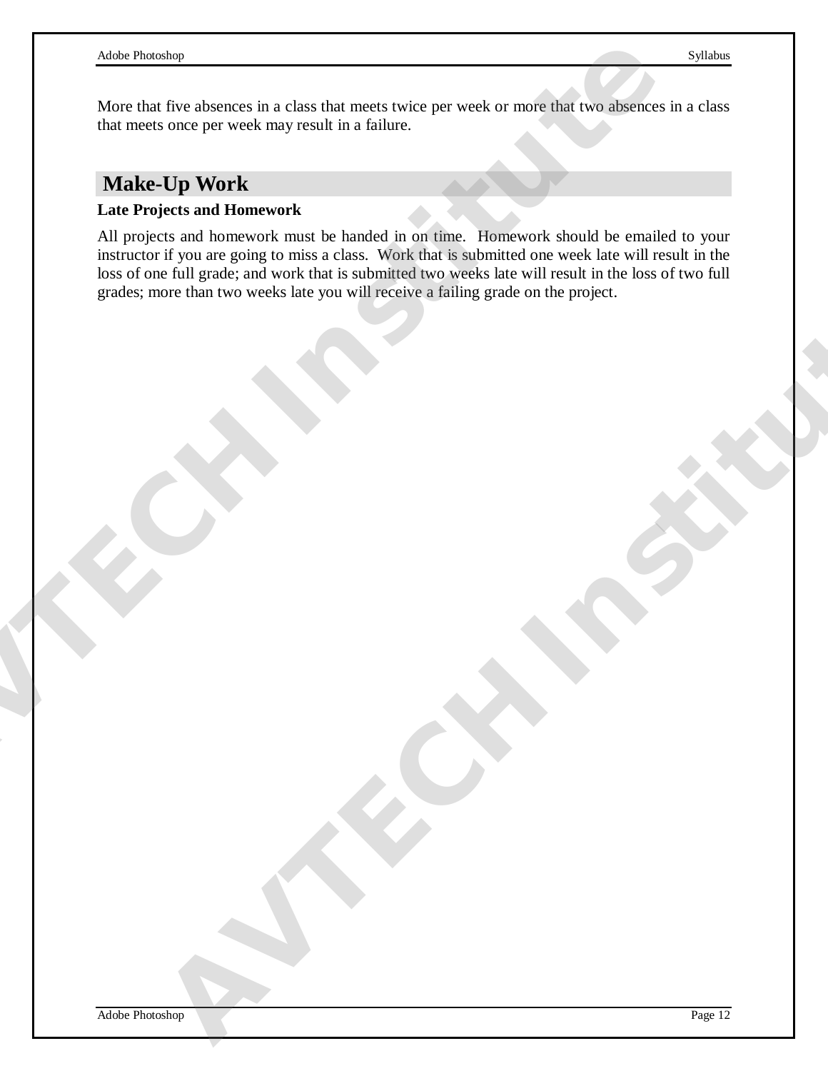More that five absences in a class that meets twice per week or more that two absences in a class that meets once per week may result in a failure.

## Make-Up Work

**Late Projects and Homework**

All projects and homework must be handed in on time.  Homework should be emailed to your instructor if you are going to miss a class.  Work that is submitted one week late will result in the loss of one full grade; and work that is submitted two weeks late will result in the loss of two full grades; more than two weeks late you will receive a failing grade on the project.